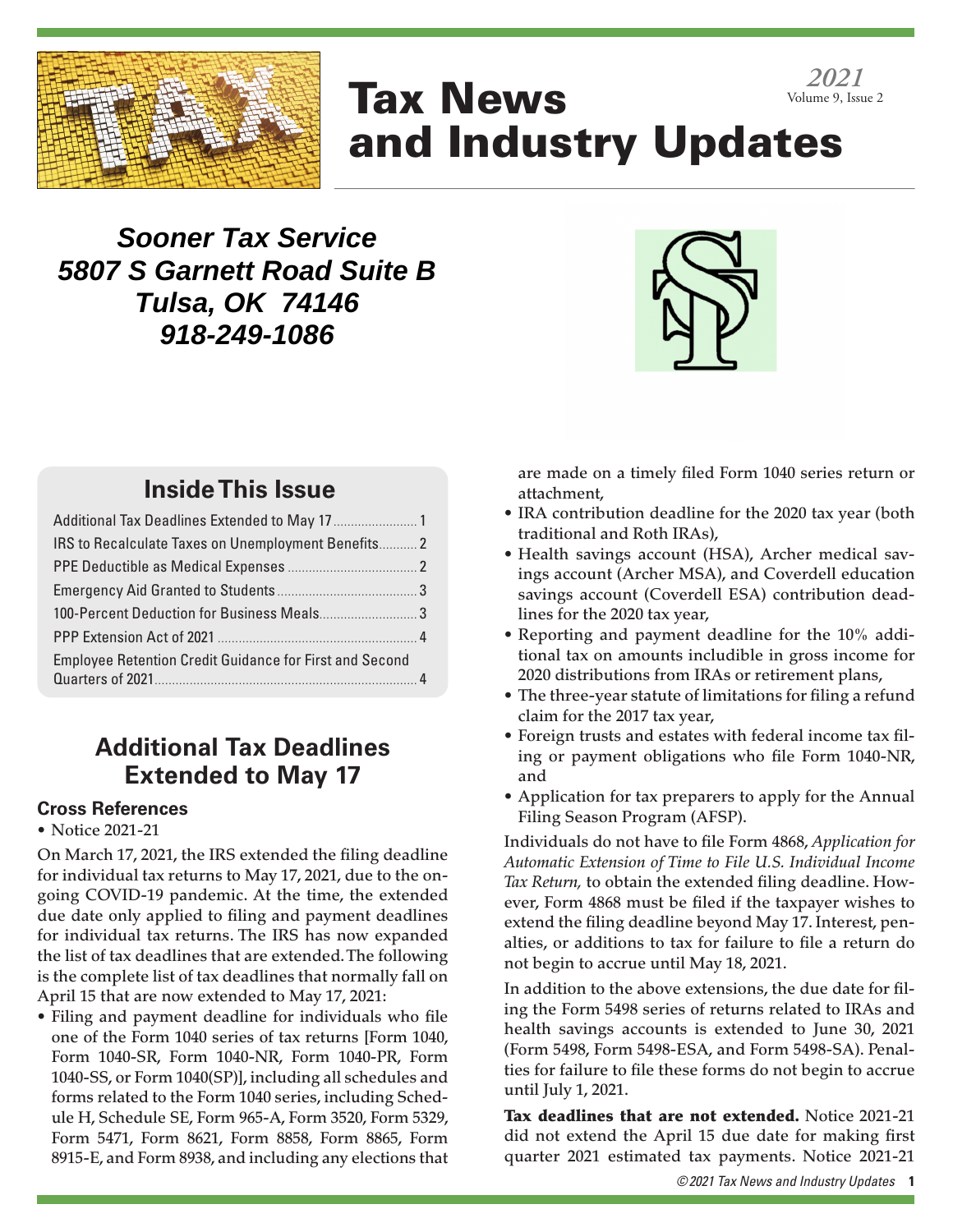# Tax News and Industry Updates

*2021*
Volume 9, Issue 2

***Sooner Tax Service***
***5807 S Garnett Road Suite B***
***Tulsa, OK 74146***
***918-249-1086***

## Inside This Issue

| | |
|---|---|
| Additional Tax Deadlines Extended to May 17 | 1 |
| IRS to Recalculate Taxes on Unemployment Benefits | 2 |
| PPE Deductible as Medical Expenses | 2 |
| Emergency Aid Granted to Students | 3 |
| 100-Percent Deduction for Business Meals | 3 |
| PPP Extension Act of 2021 | 4 |
| Employee Retention Credit Guidance for First and Second Quarters of 2021 | 4 |

## Additional Tax Deadlines Extended to May 17

### Cross References

- Notice 2021-21

On March 17, 2021, the IRS extended the filing deadline for individual tax returns to May 17, 2021, due to the ongoing COVID-19 pandemic. At the time, the extended due date only applied to filing and payment deadlines for individual tax returns. The IRS has now expanded the list of tax deadlines that are extended. The following is the complete list of tax deadlines that normally fall on April 15 that are now extended to May 17, 2021:

- Filing and payment deadline for individuals who file one of the Form 1040 series of tax returns [Form 1040, Form 1040-SR, Form 1040-NR, Form 1040-PR, Form 1040-SS, or Form 1040(SP)], including all schedules and forms related to the Form 1040 series, including Schedule H, Schedule SE, Form 965-A, Form 3520, Form 5329, Form 5471, Form 8621, Form 8858, Form 8865, Form 8915-E, and Form 8938, and including any elections that are made on a timely filed Form 1040 series return or attachment,
- IRA contribution deadline for the 2020 tax year (both traditional and Roth IRAs),
- Health savings account (HSA), Archer medical savings account (Archer MSA), and Coverdell education savings account (Coverdell ESA) contribution deadlines for the 2020 tax year,
- Reporting and payment deadline for the 10% additional tax on amounts includible in gross income for 2020 distributions from IRAs or retirement plans,
- The three-year statute of limitations for filing a refund claim for the 2017 tax year,
- Foreign trusts and estates with federal income tax filing or payment obligations who file Form 1040-NR, and
- Application for tax preparers to apply for the Annual Filing Season Program (AFSP).

Individuals do not have to file Form 4868, *Application for Automatic Extension of Time to File U.S. Individual Income Tax Return,* to obtain the extended filing deadline. However, Form 4868 must be filed if the taxpayer wishes to extend the filing deadline beyond May 17. Interest, penalties, or additions to tax for failure to file a return do not begin to accrue until May 18, 2021.

In addition to the above extensions, the due date for filing the Form 5498 series of returns related to IRAs and health savings accounts is extended to June 30, 2021 (Form 5498, Form 5498-ESA, and Form 5498-SA). Penalties for failure to file these forms do not begin to accrue until July 1, 2021.

**Tax deadlines that are not extended.** Notice 2021-21 did not extend the April 15 due date for making first quarter 2021 estimated tax payments. Notice 2021-21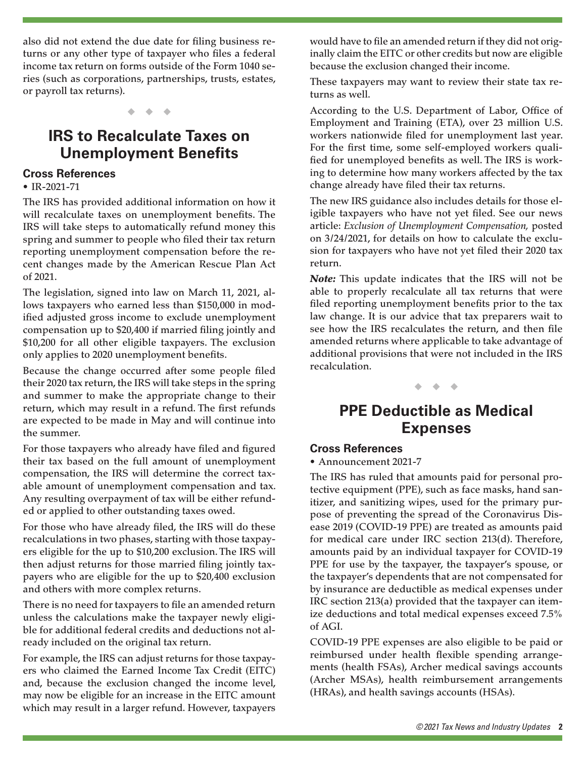also did not extend the due date for filing business returns or any other type of taxpayer who files a federal income tax return on forms outside of the Form 1040 series (such as corporations, partnerships, trusts, estates, or payroll tax returns).

◆ ◆ ◆

## IRS to Recalculate Taxes on Unemployment Benefits

### Cross References

- IR-2021-71

The IRS has provided additional information on how it will recalculate taxes on unemployment benefits. The IRS will take steps to automatically refund money this spring and summer to people who filed their tax return reporting unemployment compensation before the recent changes made by the American Rescue Plan Act of 2021.

The legislation, signed into law on March 11, 2021, allows taxpayers who earned less than $150,000 in modified adjusted gross income to exclude unemployment compensation up to $20,400 if married filing jointly and $10,200 for all other eligible taxpayers. The exclusion only applies to 2020 unemployment benefits.

Because the change occurred after some people filed their 2020 tax return, the IRS will take steps in the spring and summer to make the appropriate change to their return, which may result in a refund. The first refunds are expected to be made in May and will continue into the summer.

For those taxpayers who already have filed and figured their tax based on the full amount of unemployment compensation, the IRS will determine the correct taxable amount of unemployment compensation and tax. Any resulting overpayment of tax will be either refunded or applied to other outstanding taxes owed.

For those who have already filed, the IRS will do these recalculations in two phases, starting with those taxpayers eligible for the up to $10,200 exclusion. The IRS will then adjust returns for those married filing jointly taxpayers who are eligible for the up to $20,400 exclusion and others with more complex returns.

There is no need for taxpayers to file an amended return unless the calculations make the taxpayer newly eligible for additional federal credits and deductions not already included on the original tax return.

For example, the IRS can adjust returns for those taxpayers who claimed the Earned Income Tax Credit (EITC) and, because the exclusion changed the income level, may now be eligible for an increase in the EITC amount which may result in a larger refund. However, taxpayers would have to file an amended return if they did not originally claim the EITC or other credits but now are eligible because the exclusion changed their income.

These taxpayers may want to review their state tax returns as well.

According to the U.S. Department of Labor, Office of Employment and Training (ETA), over 23 million U.S. workers nationwide filed for unemployment last year. For the first time, some self-employed workers qualified for unemployed benefits as well. The IRS is working to determine how many workers affected by the tax change already have filed their tax returns.

The new IRS guidance also includes details for those eligible taxpayers who have not yet filed. See our news article: *Exclusion of Unemployment Compensation,* posted on 3/24/2021, for details on how to calculate the exclusion for taxpayers who have not yet filed their 2020 tax return.

***Note:*** This update indicates that the IRS will not be able to properly recalculate all tax returns that were filed reporting unemployment benefits prior to the tax law change. It is our advice that tax preparers wait to see how the IRS recalculates the return, and then file amended returns where applicable to take advantage of additional provisions that were not included in the IRS recalculation.

◆ ◆ ◆

## PPE Deductible as Medical Expenses

### Cross References

- Announcement 2021-7

The IRS has ruled that amounts paid for personal protective equipment (PPE), such as face masks, hand sanitizer, and sanitizing wipes, used for the primary purpose of preventing the spread of the Coronavirus Disease 2019 (COVID-19 PPE) are treated as amounts paid for medical care under IRC section 213(d). Therefore, amounts paid by an individual taxpayer for COVID-19 PPE for use by the taxpayer, the taxpayer's spouse, or the taxpayer's dependents that are not compensated for by insurance are deductible as medical expenses under IRC section 213(a) provided that the taxpayer can itemize deductions and total medical expenses exceed 7.5% of AGI.

COVID-19 PPE expenses are also eligible to be paid or reimbursed under health flexible spending arrangements (health FSAs), Archer medical savings accounts (Archer MSAs), health reimbursement arrangements (HRAs), and health savings accounts (HSAs).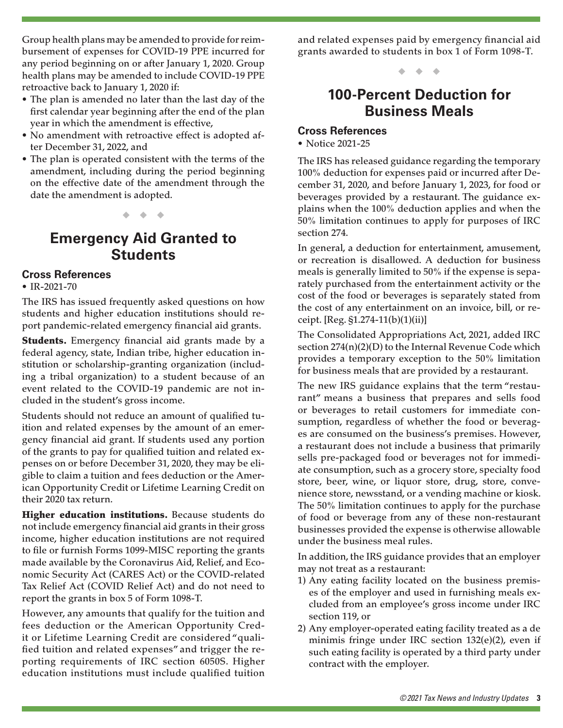Group health plans may be amended to provide for reimbursement of expenses for COVID-19 PPE incurred for any period beginning on or after January 1, 2020. Group health plans may be amended to include COVID-19 PPE retroactive back to January 1, 2020 if:

- The plan is amended no later than the last day of the first calendar year beginning after the end of the plan year in which the amendment is effective,
- No amendment with retroactive effect is adopted after December 31, 2022, and
- The plan is operated consistent with the terms of the amendment, including during the period beginning on the effective date of the amendment through the date the amendment is adopted.

◆ ◆ ◆

## Emergency Aid Granted to Students

### Cross References

- IR-2021-70

The IRS has issued frequently asked questions on how students and higher education institutions should report pandemic-related emergency financial aid grants.

**Students.** Emergency financial aid grants made by a federal agency, state, Indian tribe, higher education institution or scholarship-granting organization (including a tribal organization) to a student because of an event related to the COVID-19 pandemic are not included in the student's gross income.

Students should not reduce an amount of qualified tuition and related expenses by the amount of an emergency financial aid grant. If students used any portion of the grants to pay for qualified tuition and related expenses on or before December 31, 2020, they may be eligible to claim a tuition and fees deduction or the American Opportunity Credit or Lifetime Learning Credit on their 2020 tax return.

**Higher education institutions.** Because students do not include emergency financial aid grants in their gross income, higher education institutions are not required to file or furnish Forms 1099-MISC reporting the grants made available by the Coronavirus Aid, Relief, and Economic Security Act (CARES Act) or the COVID-related Tax Relief Act (COVID Relief Act) and do not need to report the grants in box 5 of Form 1098-T.

However, any amounts that qualify for the tuition and fees deduction or the American Opportunity Credit or Lifetime Learning Credit are considered "qualified tuition and related expenses" and trigger the reporting requirements of IRC section 6050S. Higher education institutions must include qualified tuition and related expenses paid by emergency financial aid grants awarded to students in box 1 of Form 1098-T.

◆ ◆ ◆

## 100-Percent Deduction for Business Meals

### Cross References

- Notice 2021-25

The IRS has released guidance regarding the temporary 100% deduction for expenses paid or incurred after December 31, 2020, and before January 1, 2023, for food or beverages provided by a restaurant. The guidance explains when the 100% deduction applies and when the 50% limitation continues to apply for purposes of IRC section 274.

In general, a deduction for entertainment, amusement, or recreation is disallowed. A deduction for business meals is generally limited to 50% if the expense is separately purchased from the entertainment activity or the cost of the food or beverages is separately stated from the cost of any entertainment on an invoice, bill, or receipt. [Reg. §1.274-11(b)(1)(ii)]

The Consolidated Appropriations Act, 2021, added IRC section 274(n)(2)(D) to the Internal Revenue Code which provides a temporary exception to the 50% limitation for business meals that are provided by a restaurant.

The new IRS guidance explains that the term "restaurant" means a business that prepares and sells food or beverages to retail customers for immediate consumption, regardless of whether the food or beverages are consumed on the business's premises. However, a restaurant does not include a business that primarily sells pre-packaged food or beverages not for immediate consumption, such as a grocery store, specialty food store, beer, wine, or liquor store, drug, store, convenience store, newsstand, or a vending machine or kiosk. The 50% limitation continues to apply for the purchase of food or beverage from any of these non-restaurant businesses provided the expense is otherwise allowable under the business meal rules.

In addition, the IRS guidance provides that an employer may not treat as a restaurant:

1) Any eating facility located on the business premises of the employer and used in furnishing meals excluded from an employee's gross income under IRC section 119, or
2) Any employer-operated eating facility treated as a de minimis fringe under IRC section 132(e)(2), even if such eating facility is operated by a third party under contract with the employer.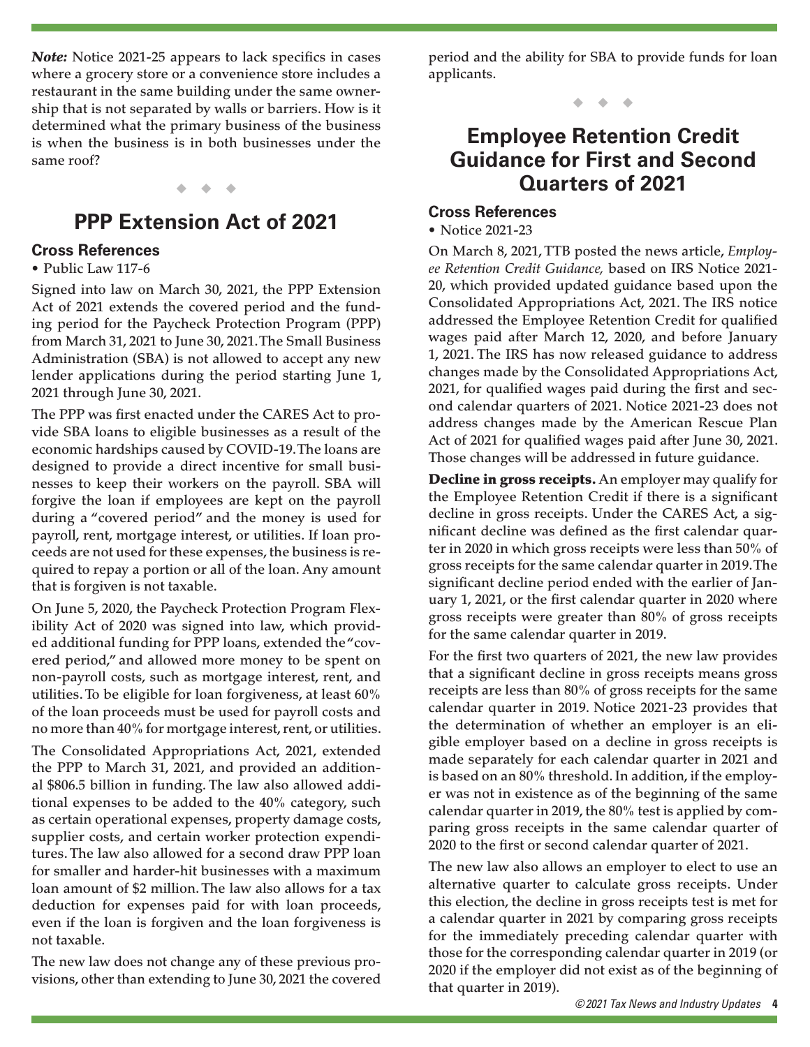***Note:*** **Notice 2021-25 appears to lack specifics in cases where a grocery store or a convenience store includes a restaurant in the same building under the same ownership that is not separated by walls or barriers. How is it determined what the primary business of the business is when the business is in both businesses under the same roof?**

◆ ◆ ◆

## PPP Extension Act of 2021

### Cross References

- Public Law 117-6

Signed into law on March 30, 2021, the PPP Extension Act of 2021 extends the covered period and the funding period for the Paycheck Protection Program (PPP) from March 31, 2021 to June 30, 2021. The Small Business Administration (SBA) is not allowed to accept any new lender applications during the period starting June 1, 2021 through June 30, 2021.

The PPP was first enacted under the CARES Act to provide SBA loans to eligible businesses as a result of the economic hardships caused by COVID-19. The loans are designed to provide a direct incentive for small businesses to keep their workers on the payroll. SBA will forgive the loan if employees are kept on the payroll during a "covered period" and the money is used for payroll, rent, mortgage interest, or utilities. If loan proceeds are not used for these expenses, the business is required to repay a portion or all of the loan. Any amount that is forgiven is not taxable.

On June 5, 2020, the Paycheck Protection Program Flexibility Act of 2020 was signed into law, which provided additional funding for PPP loans, extended the "covered period," and allowed more money to be spent on non-payroll costs, such as mortgage interest, rent, and utilities. To be eligible for loan forgiveness, at least 60% of the loan proceeds must be used for payroll costs and no more than 40% for mortgage interest, rent, or utilities.

The Consolidated Appropriations Act, 2021, extended the PPP to March 31, 2021, and provided an additional $806.5 billion in funding. The law also allowed additional expenses to be added to the 40% category, such as certain operational expenses, property damage costs, supplier costs, and certain worker protection expenditures. The law also allowed for a second draw PPP loan for smaller and harder-hit businesses with a maximum loan amount of $2 million. The law also allows for a tax deduction for expenses paid for with loan proceeds, even if the loan is forgiven and the loan forgiveness is not taxable.

The new law does not change any of these previous provisions, other than extending to June 30, 2021 the covered period and the ability for SBA to provide funds for loan applicants.

◆ ◆ ◆

## Employee Retention Credit Guidance for First and Second Quarters of 2021

### Cross References

- Notice 2021-23

On March 8, 2021, TTB posted the news article, *Employee Retention Credit Guidance,* based on IRS Notice 2021-20, which provided updated guidance based upon the Consolidated Appropriations Act, 2021. The IRS notice addressed the Employee Retention Credit for qualified wages paid after March 12, 2020, and before January 1, 2021. The IRS has now released guidance to address changes made by the Consolidated Appropriations Act, 2021, for qualified wages paid during the first and second calendar quarters of 2021. Notice 2021-23 does not address changes made by the American Rescue Plan Act of 2021 for qualified wages paid after June 30, 2021. Those changes will be addressed in future guidance.

**Decline in gross receipts.** An employer may qualify for the Employee Retention Credit if there is a significant decline in gross receipts. Under the CARES Act, a significant decline was defined as the first calendar quarter in 2020 in which gross receipts were less than 50% of gross receipts for the same calendar quarter in 2019. The significant decline period ended with the earlier of January 1, 2021, or the first calendar quarter in 2020 where gross receipts were greater than 80% of gross receipts for the same calendar quarter in 2019.

For the first two quarters of 2021, the new law provides that a significant decline in gross receipts means gross receipts are less than 80% of gross receipts for the same calendar quarter in 2019. Notice 2021-23 provides that the determination of whether an employer is an eligible employer based on a decline in gross receipts is made separately for each calendar quarter in 2021 and is based on an 80% threshold. In addition, if the employer was not in existence as of the beginning of the same calendar quarter in 2019, the 80% test is applied by comparing gross receipts in the same calendar quarter of 2020 to the first or second calendar quarter of 2021.

The new law also allows an employer to elect to use an alternative quarter to calculate gross receipts. Under this election, the decline in gross receipts test is met for a calendar quarter in 2021 by comparing gross receipts for the immediately preceding calendar quarter with those for the corresponding calendar quarter in 2019 (or 2020 if the employer did not exist as of the beginning of that quarter in 2019).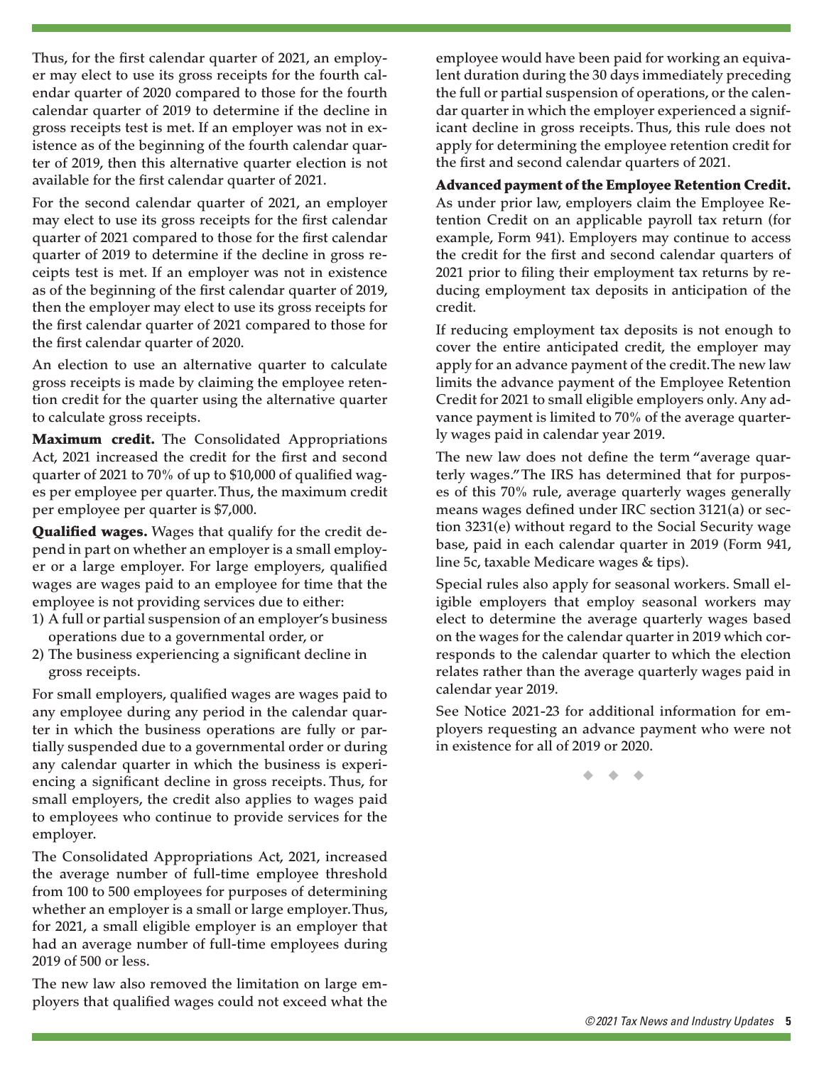Thus, for the first calendar quarter of 2021, an employer may elect to use its gross receipts for the fourth calendar quarter of 2020 compared to those for the fourth calendar quarter of 2019 to determine if the decline in gross receipts test is met. If an employer was not in existence as of the beginning of the fourth calendar quarter of 2019, then this alternative quarter election is not available for the first calendar quarter of 2021.

For the second calendar quarter of 2021, an employer may elect to use its gross receipts for the first calendar quarter of 2021 compared to those for the first calendar quarter of 2019 to determine if the decline in gross receipts test is met. If an employer was not in existence as of the beginning of the first calendar quarter of 2019, then the employer may elect to use its gross receipts for the first calendar quarter of 2021 compared to those for the first calendar quarter of 2020.

An election to use an alternative quarter to calculate gross receipts is made by claiming the employee retention credit for the quarter using the alternative quarter to calculate gross receipts.

**Maximum credit.** The Consolidated Appropriations Act, 2021 increased the credit for the first and second quarter of 2021 to 70% of up to $10,000 of qualified wages per employee per quarter. Thus, the maximum credit per employee per quarter is $7,000.

**Qualified wages.** Wages that qualify for the credit depend in part on whether an employer is a small employer or a large employer. For large employers, qualified wages are wages paid to an employee for time that the employee is not providing services due to either:

1) A full or partial suspension of an employer's business operations due to a governmental order, or
2) The business experiencing a significant decline in gross receipts.

For small employers, qualified wages are wages paid to any employee during any period in the calendar quarter in which the business operations are fully or partially suspended due to a governmental order or during any calendar quarter in which the business is experiencing a significant decline in gross receipts. Thus, for small employers, the credit also applies to wages paid to employees who continue to provide services for the employer.

The Consolidated Appropriations Act, 2021, increased the average number of full-time employee threshold from 100 to 500 employees for purposes of determining whether an employer is a small or large employer. Thus, for 2021, a small eligible employer is an employer that had an average number of full-time employees during 2019 of 500 or less.

The new law also removed the limitation on large employers that qualified wages could not exceed what the employee would have been paid for working an equivalent duration during the 30 days immediately preceding the full or partial suspension of operations, or the calendar quarter in which the employer experienced a significant decline in gross receipts. Thus, this rule does not apply for determining the employee retention credit for the first and second calendar quarters of 2021.

**Advanced payment of the Employee Retention Credit.** As under prior law, employers claim the Employee Retention Credit on an applicable payroll tax return (for example, Form 941). Employers may continue to access the credit for the first and second calendar quarters of 2021 prior to filing their employment tax returns by reducing employment tax deposits in anticipation of the credit.

If reducing employment tax deposits is not enough to cover the entire anticipated credit, the employer may apply for an advance payment of the credit. The new law limits the advance payment of the Employee Retention Credit for 2021 to small eligible employers only. Any advance payment is limited to 70% of the average quarterly wages paid in calendar year 2019.

The new law does not define the term "average quarterly wages." The IRS has determined that for purposes of this 70% rule, average quarterly wages generally means wages defined under IRC section 3121(a) or section 3231(e) without regard to the Social Security wage base, paid in each calendar quarter in 2019 (Form 941, line 5c, taxable Medicare wages & tips).

Special rules also apply for seasonal workers. Small eligible employers that employ seasonal workers may elect to determine the average quarterly wages based on the wages for the calendar quarter in 2019 which corresponds to the calendar quarter to which the election relates rather than the average quarterly wages paid in calendar year 2019.

See Notice 2021-23 for additional information for employers requesting an advance payment who were not in existence for all of 2019 or 2020.

◆ ◆ ◆